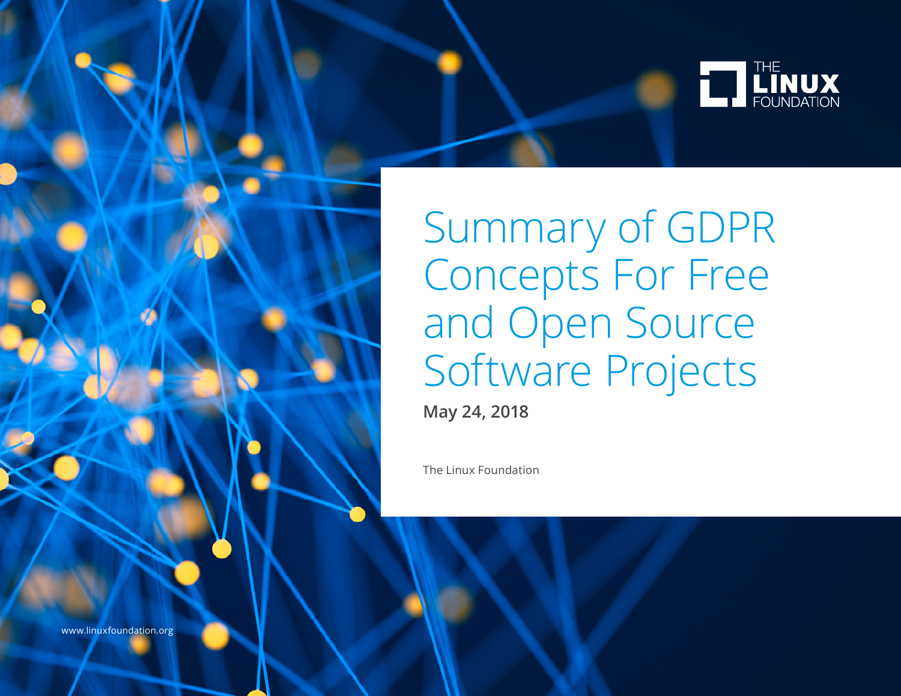# Summary of GDPR Concepts For Free and Open Source Software Projects

**May 24, 2018**

The Linux Foundation

www.linuxfoundation.org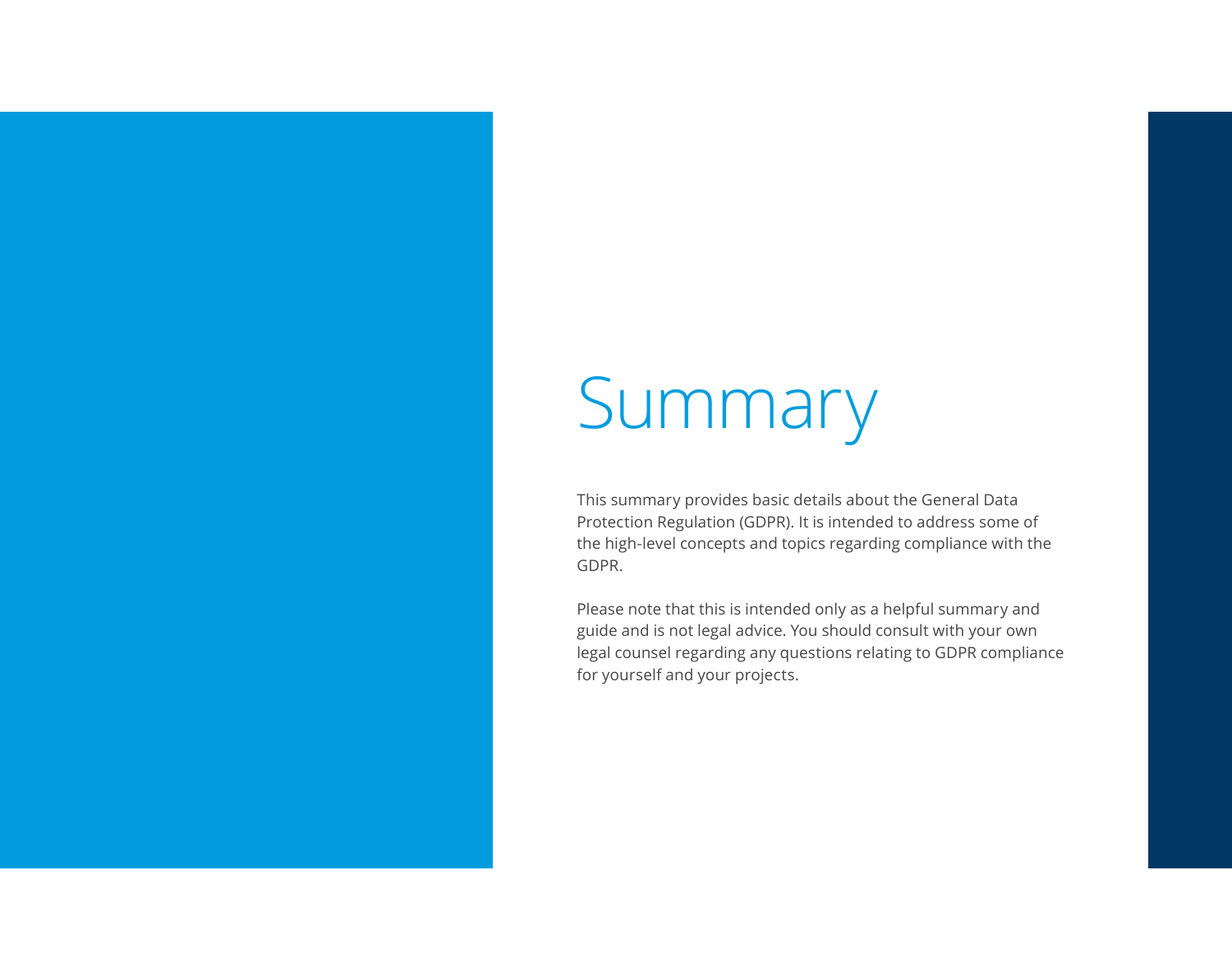# Summary

This summary provides basic details about the General Data Protection Regulation (GDPR). It is intended to address some of the high-level concepts and topics regarding compliance with the GDPR.

Please note that this is intended only as a helpful summary and guide and is not legal advice. You should consult with your own legal counsel regarding any questions relating to GDPR compliance for yourself and your projects.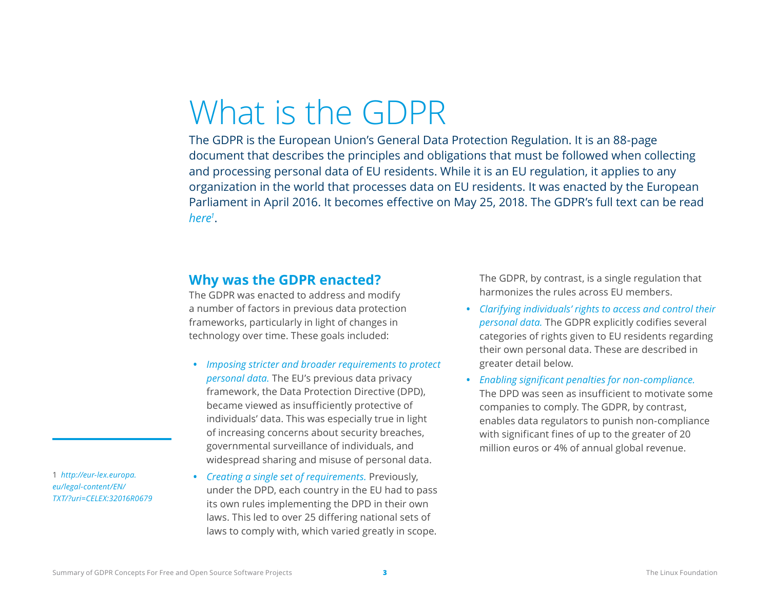# What is the GDPR

The GDPR is the European Union's General Data Protection Regulation. It is an 88-page document that describes the principles and obligations that must be followed when collecting and processing personal data of EU residents. While it is an EU regulation, it applies to any organization in the world that processes data on EU residents. It was enacted by the European Parliament in April 2016. It becomes effective on May 25, 2018. The GDPR's full text can be read *here*[1].

## Why was the GDPR enacted?

The GDPR was enacted to address and modify a number of factors in previous data protection frameworks, particularly in light of changes in technology over time. These goals included:

- *Imposing stricter and broader requirements to protect personal data.* The EU's previous data privacy framework, the Data Protection Directive (DPD), became viewed as insufficiently protective of individuals' data. This was especially true in light of increasing concerns about security breaches, governmental surveillance of individuals, and widespread sharing and misuse of personal data.
- *Creating a single set of requirements.* Previously, under the DPD, each country in the EU had to pass its own rules implementing the DPD in their own laws. This led to over 25 differing national sets of laws to comply with, which varied greatly in scope. The GDPR, by contrast, is a single regulation that harmonizes the rules across EU members.
- *Clarifying individuals' rights to access and control their personal data.* The GDPR explicitly codifies several categories of rights given to EU residents regarding their own personal data. These are described in greater detail below.
- *Enabling significant penalties for non-compliance.* The DPD was seen as insufficient to motivate some companies to comply. The GDPR, by contrast, enables data regulators to punish non-compliance with significant fines of up to the greater of 20 million euros or 4% of annual global revenue.

1 *http://eur-lex.europa.eu/legal-content/EN/TXT/?uri=CELEX:32016R0679*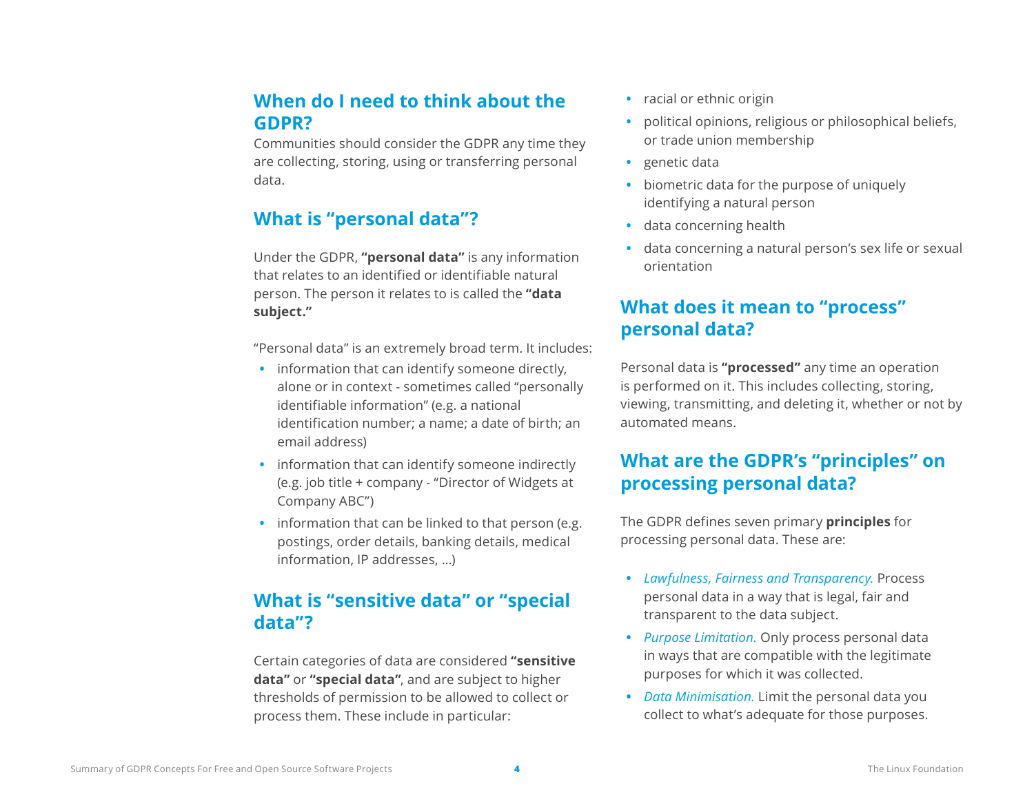## When do I need to think about the GDPR?

Communities should consider the GDPR any time they are collecting, storing, using or transferring personal data.

## What is “personal data”?

Under the GDPR, **“personal data”** is any information that relates to an identified or identifiable natural person. The person it relates to is called the **“data subject.”**

“Personal data” is an extremely broad term. It includes:

- information that can identify someone directly, alone or in context - sometimes called “personally identifiable information” (e.g. a national identification number; a name; a date of birth; an email address)
- information that can identify someone indirectly (e.g. job title + company - “Director of Widgets at Company ABC”)
- information that can be linked to that person (e.g. postings, order details, banking details, medical information, IP addresses, …)

## What is “sensitive data” or “special data”?

Certain categories of data are considered **“sensitive data”** or **“special data”**, and are subject to higher thresholds of permission to be allowed to collect or process them. These include in particular:

- racial or ethnic origin
- political opinions, religious or philosophical beliefs, or trade union membership
- genetic data
- biometric data for the purpose of uniquely identifying a natural person
- data concerning health
- data concerning a natural person’s sex life or sexual orientation

## What does it mean to “process” personal data?

Personal data is **“processed”** any time an operation is performed on it. This includes collecting, storing, viewing, transmitting, and deleting it, whether or not by automated means.

## What are the GDPR’s “principles” on processing personal data?

The GDPR defines seven primary **principles** for processing personal data. These are:

- *Lawfulness, Fairness and Transparency.* Process personal data in a way that is legal, fair and transparent to the data subject.
- *Purpose Limitation.* Only process personal data in ways that are compatible with the legitimate purposes for which it was collected.
- *Data Minimisation.* Limit the personal data you collect to what’s adequate for those purposes.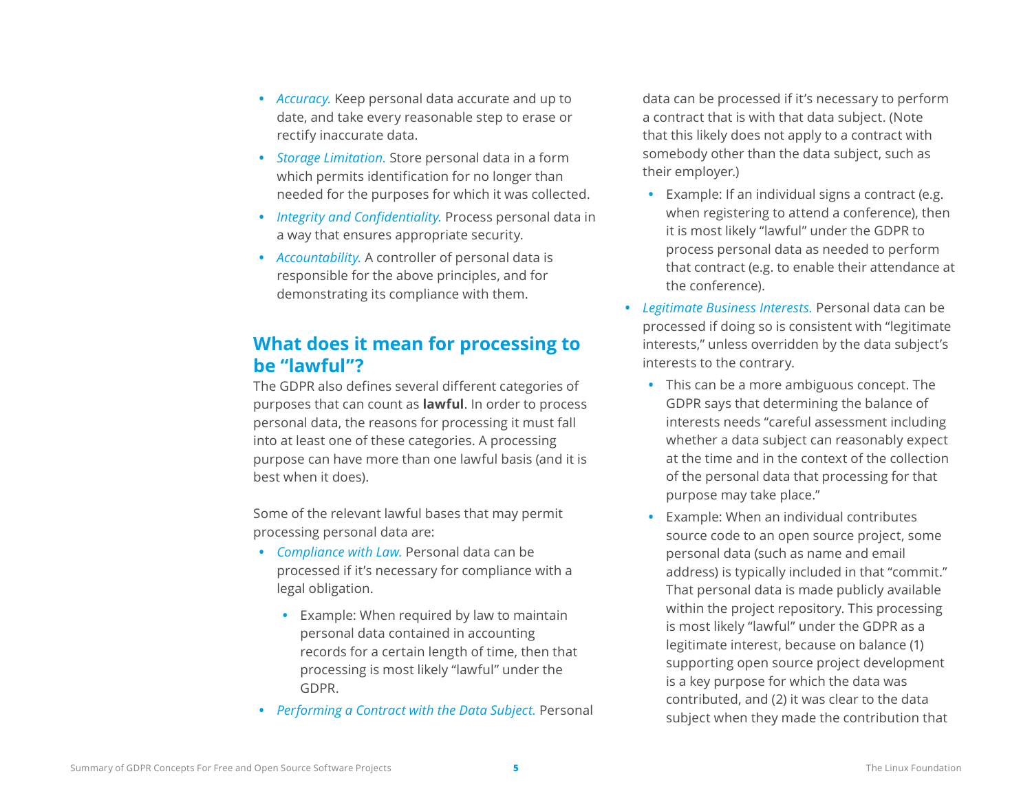- *Accuracy.* Keep personal data accurate and up to date, and take every reasonable step to erase or rectify inaccurate data.
- *Storage Limitation.* Store personal data in a form which permits identification for no longer than needed for the purposes for which it was collected.
- *Integrity and Confidentiality.* Process personal data in a way that ensures appropriate security.
- *Accountability.* A controller of personal data is responsible for the above principles, and for demonstrating its compliance with them.

## What does it mean for processing to be "lawful"?

The GDPR also defines several different categories of purposes that can count as **lawful**. In order to process personal data, the reasons for processing it must fall into at least one of these categories. A processing purpose can have more than one lawful basis (and it is best when it does).

Some of the relevant lawful bases that may permit processing personal data are:

- *Compliance with Law.* Personal data can be processed if it's necessary for compliance with a legal obligation.
  - Example: When required by law to maintain personal data contained in accounting records for a certain length of time, then that processing is most likely "lawful" under the GDPR.
- *Performing a Contract with the Data Subject.* Personal data can be processed if it's necessary to perform a contract that is with that data subject. (Note that this likely does not apply to a contract with somebody other than the data subject, such as their employer.)
  - Example: If an individual signs a contract (e.g. when registering to attend a conference), then it is most likely "lawful" under the GDPR to process personal data as needed to perform that contract (e.g. to enable their attendance at the conference).
- *Legitimate Business Interests.* Personal data can be processed if doing so is consistent with "legitimate interests," unless overridden by the data subject's interests to the contrary.
  - This can be a more ambiguous concept. The GDPR says that determining the balance of interests needs "careful assessment including whether a data subject can reasonably expect at the time and in the context of the collection of the personal data that processing for that purpose may take place."
  - Example: When an individual contributes source code to an open source project, some personal data (such as name and email address) is typically included in that "commit." That personal data is made publicly available within the project repository. This processing is most likely "lawful" under the GDPR as a legitimate interest, because on balance (1) supporting open source project development is a key purpose for which the data was contributed, and (2) it was clear to the data subject when they made the contribution that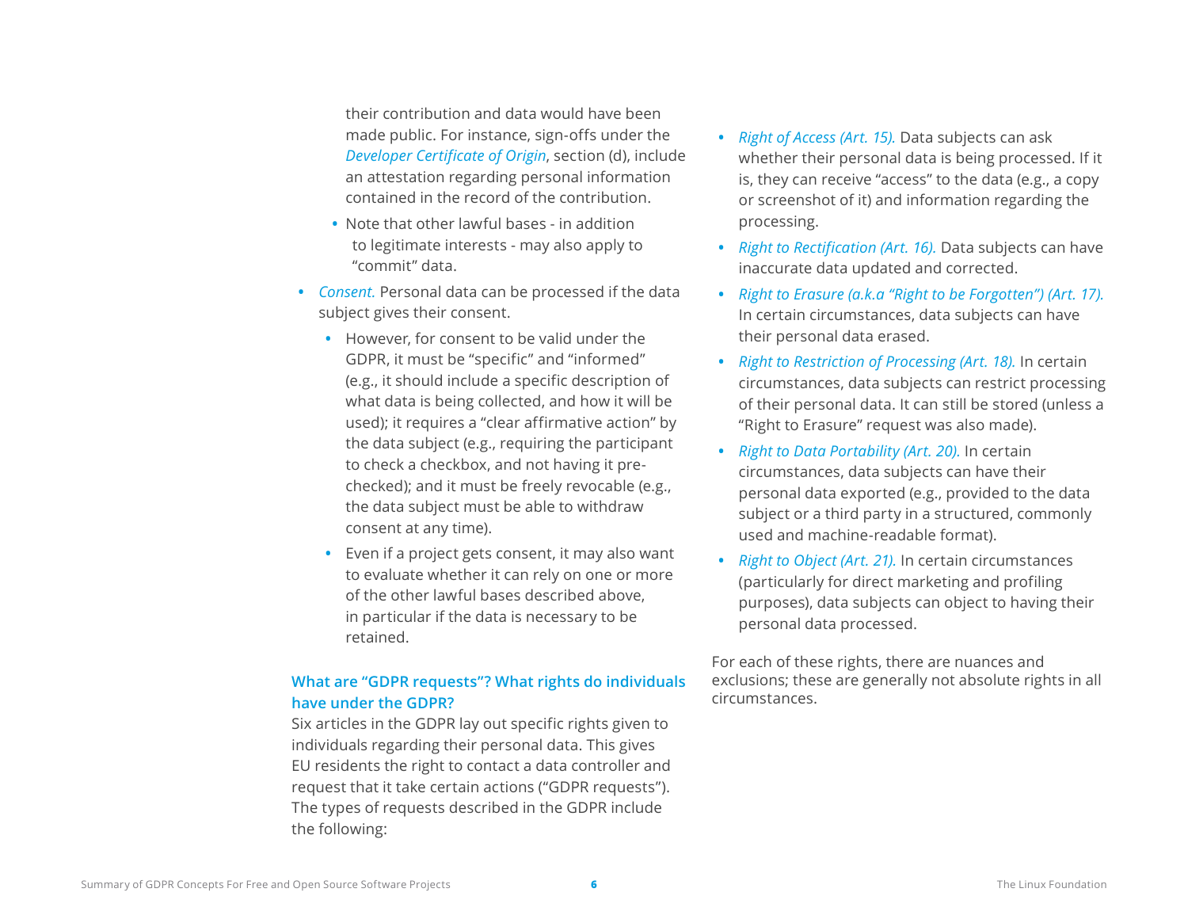their contribution and data would have been made public. For instance, sign-offs under the *Developer Certificate of Origin*, section (d), include an attestation regarding personal information contained in the record of the contribution.

  - Note that other lawful bases - in addition to legitimate interests - may also apply to "commit" data.

- *Consent.* Personal data can be processed if the data subject gives their consent.
  - However, for consent to be valid under the GDPR, it must be "specific" and "informed" (e.g., it should include a specific description of what data is being collected, and how it will be used); it requires a "clear affirmative action" by the data subject (e.g., requiring the participant to check a checkbox, and not having it pre-checked); and it must be freely revocable (e.g., the data subject must be able to withdraw consent at any time).
  - Even if a project gets consent, it may also want to evaluate whether it can rely on one or more of the other lawful bases described above, in particular if the data is necessary to be retained.

### What are "GDPR requests"? What rights do individuals have under the GDPR?

Six articles in the GDPR lay out specific rights given to individuals regarding their personal data. This gives EU residents the right to contact a data controller and request that it take certain actions ("GDPR requests"). The types of requests described in the GDPR include the following:

- *Right of Access (Art. 15).* Data subjects can ask whether their personal data is being processed. If it is, they can receive "access" to the data (e.g., a copy or screenshot of it) and information regarding the processing.
- *Right to Rectification (Art. 16).* Data subjects can have inaccurate data updated and corrected.
- *Right to Erasure (a.k.a "Right to be Forgotten") (Art. 17).* In certain circumstances, data subjects can have their personal data erased.
- *Right to Restriction of Processing (Art. 18).* In certain circumstances, data subjects can restrict processing of their personal data. It can still be stored (unless a "Right to Erasure" request was also made).
- *Right to Data Portability (Art. 20).* In certain circumstances, data subjects can have their personal data exported (e.g., provided to the data subject or a third party in a structured, commonly used and machine-readable format).
- *Right to Object (Art. 21).* In certain circumstances (particularly for direct marketing and profiling purposes), data subjects can object to having their personal data processed.

For each of these rights, there are nuances and exclusions; these are generally not absolute rights in all circumstances.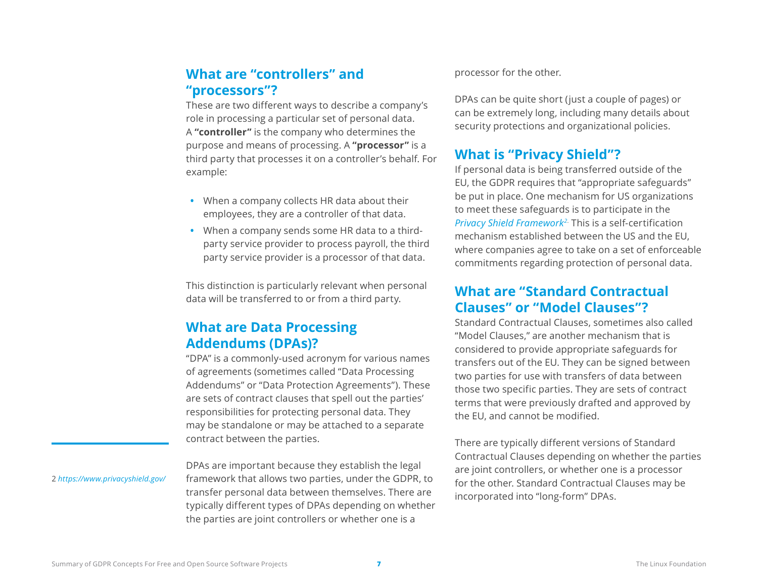## What are "controllers" and "processors"?

These are two different ways to describe a company's role in processing a particular set of personal data. A **"controller"** is the company who determines the purpose and means of processing. A **"processor"** is a third party that processes it on a controller's behalf. For example:

- When a company collects HR data about their employees, they are a controller of that data.
- When a company sends some HR data to a third-party service provider to process payroll, the third party service provider is a processor of that data.

This distinction is particularly relevant when personal data will be transferred to or from a third party.

## What are Data Processing Addendums (DPAs)?

"DPA" is a commonly-used acronym for various names of agreements (sometimes called "Data Processing Addendums" or "Data Protection Agreements"). These are sets of contract clauses that spell out the parties' responsibilities for protecting personal data. They may be standalone or may be attached to a separate contract between the parties.

DPAs are important because they establish the legal framework that allows two parties, under the GDPR, to transfer personal data between themselves. There are typically different types of DPAs depending on whether the parties are joint controllers or whether one is a processor for the other.

DPAs can be quite short (just a couple of pages) or can be extremely long, including many details about security protections and organizational policies.

## What is "Privacy Shield"?

If personal data is being transferred outside of the EU, the GDPR requires that "appropriate safeguards" be put in place. One mechanism for US organizations to meet these safeguards is to participate in the *Privacy Shield Framework*[2]. This is a self-certification mechanism established between the US and the EU, where companies agree to take on a set of enforceable commitments regarding protection of personal data.

## What are "Standard Contractual Clauses" or "Model Clauses"?

Standard Contractual Clauses, sometimes also called "Model Clauses," are another mechanism that is considered to provide appropriate safeguards for transfers out of the EU. They can be signed between two parties for use with transfers of data between those two specific parties. They are sets of contract terms that were previously drafted and approved by the EU, and cannot be modified.

There are typically different versions of Standard Contractual Clauses depending on whether the parties are joint controllers, or whether one is a processor for the other. Standard Contractual Clauses may be incorporated into "long-form" DPAs.

---

2 *https://www.privacyshield.gov/*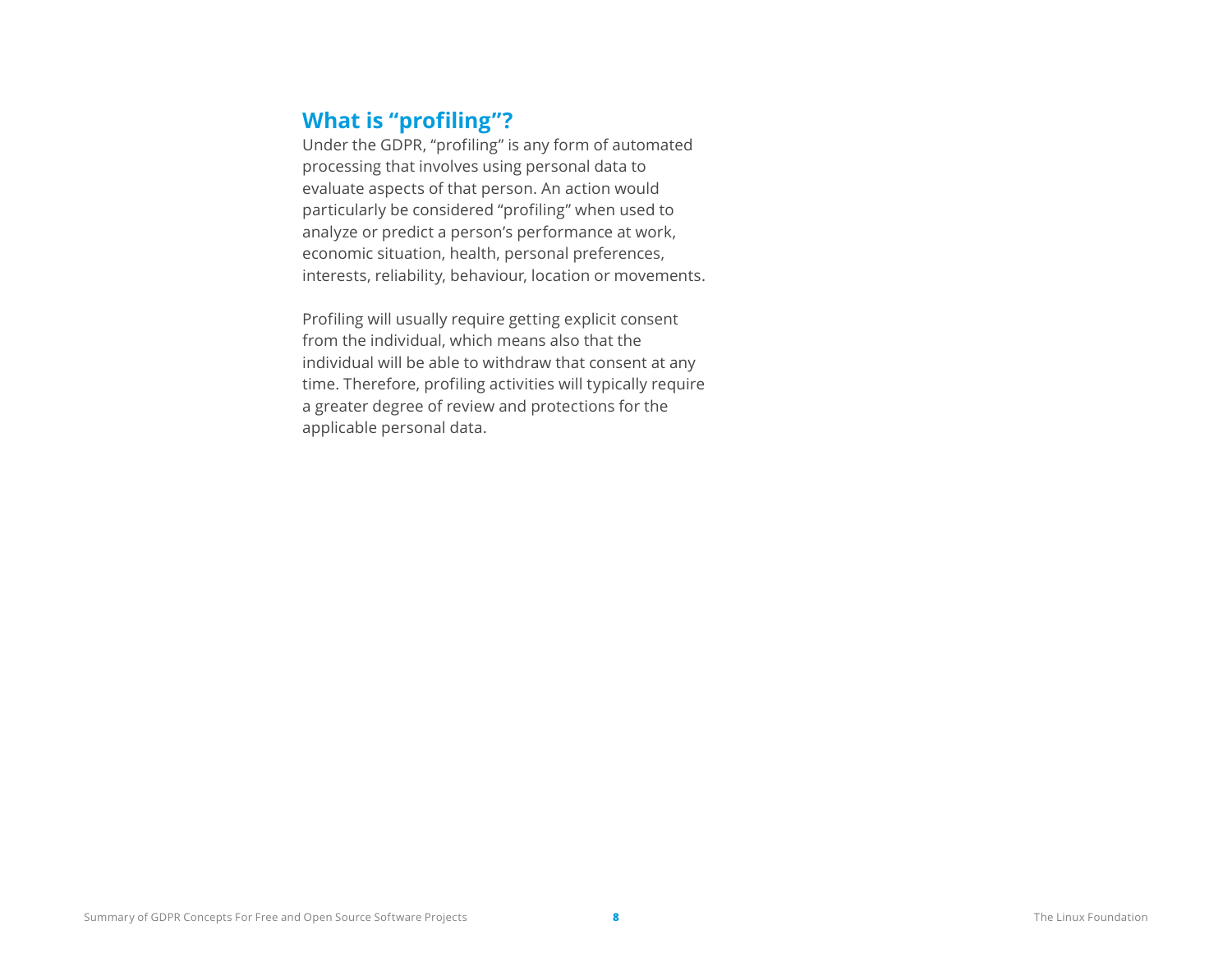## What is “profiling”?

Under the GDPR, “profiling” is any form of automated processing that involves using personal data to evaluate aspects of that person. An action would particularly be considered “profiling” when used to analyze or predict a person’s performance at work, economic situation, health, personal preferences, interests, reliability, behaviour, location or movements.

Profiling will usually require getting explicit consent from the individual, which means also that the individual will be able to withdraw that consent at any time. Therefore, profiling activities will typically require a greater degree of review and protections for the applicable personal data.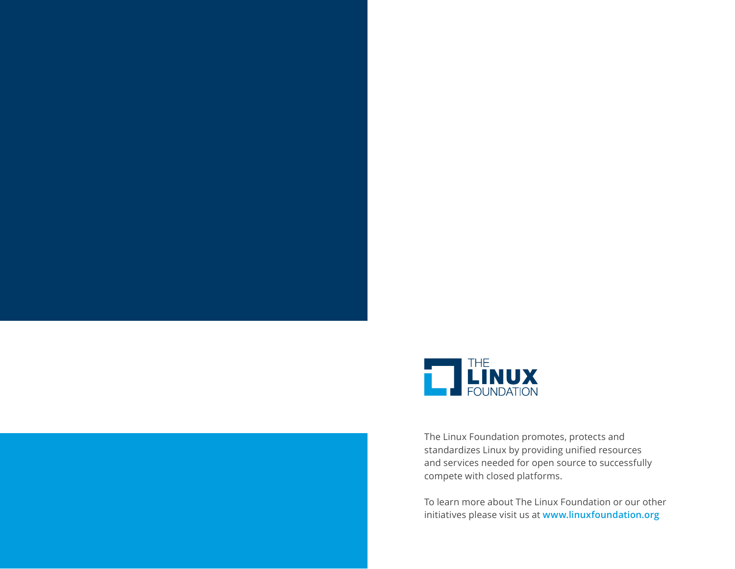THE LINUX FOUNDATION

The Linux Foundation promotes, protects and standardizes Linux by providing unified resources and services needed for open source to successfully compete with closed platforms.

To learn more about The Linux Foundation or our other initiatives please visit us at **www.linuxfoundation.org**